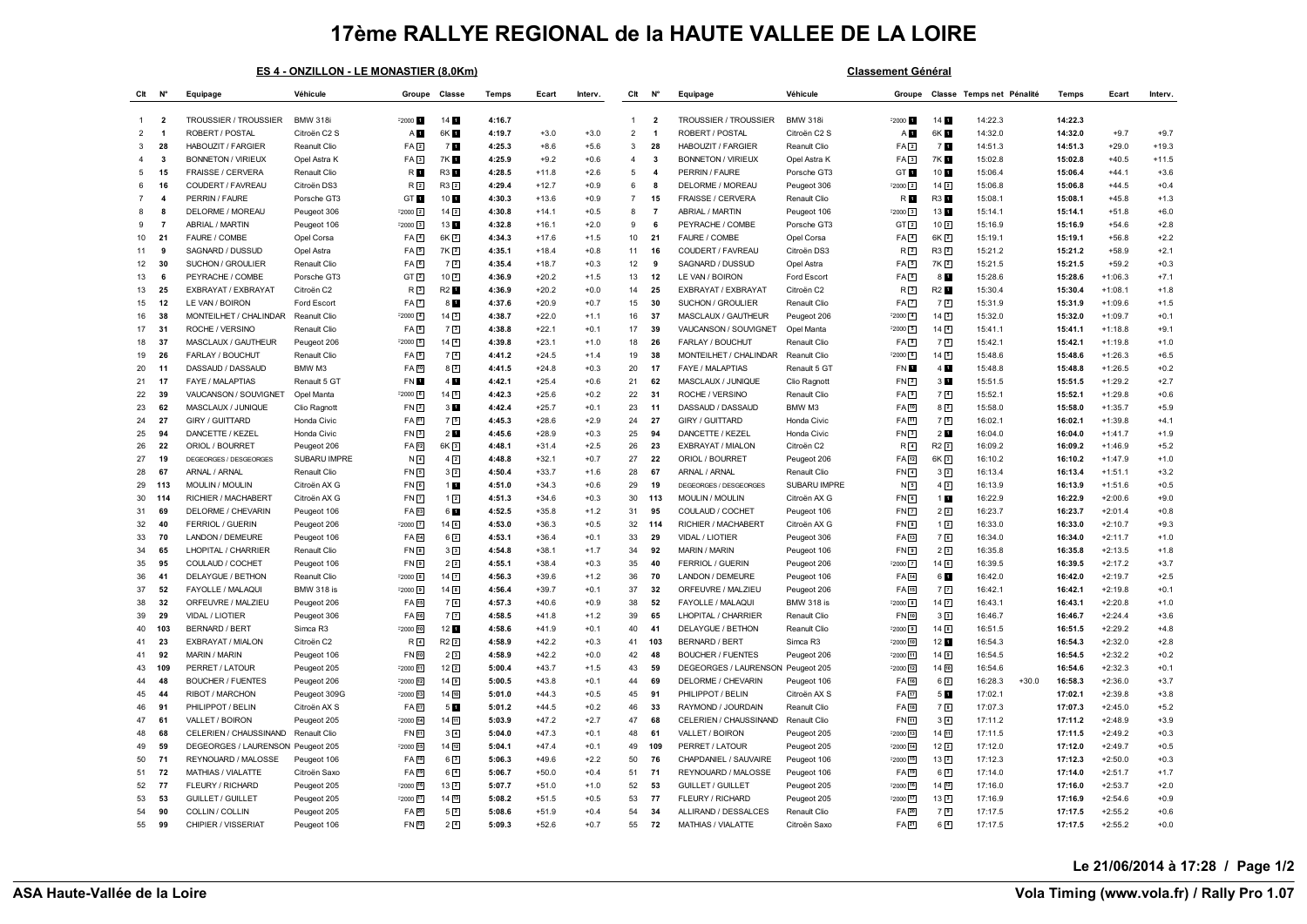# 17ème RALLYE REGIONAL de la HAUTE VALLEE DE LA LOIRE

## ES 4 - ONZILLON - LE MONASTIER (8,0Km)

| Clt | N° | Equipage | Véhicule | Groupe | Classe | Temps | Ecart | Interv. |
|---|---|---|---|---|---|---|---|---|
| 1 | 2 | TROUSSIER / TROUSSIER | BMW 318i | F2000 1 | 14 1 | 4:16.7 | | |
| 2 | 1 | ROBERT / POSTAL | Citroën C2 S | A 1 | 6K 1 | 4:19.7 | +3.0 | +3.0 |
| 3 | 28 | HABOUZIT / FARGIER | Reanult Clio | FA 2 | 7 1 | 4:25.3 | +8.6 | +5.6 |
| 4 | 3 | BONNETON / VIRIEUX | Opel Astra K | FA 3 | 7K 1 | 4:25.9 | +9.2 | +0.6 |
| 5 | 15 | FRAISSE / CERVERA | Renault Clio | R 1 | R3 1 | 4:28.5 | +11.8 | +2.6 |
| 6 | 16 | COUDERT / FAVREAU | Citroën DS3 | R 2 | R3 2 | 4:29.4 | +12.7 | +0.9 |
| 7 | 4 | PERRIN / FAURE | Porsche GT3 | GT 1 | 10 1 | 4:30.3 | +13.6 | +0.9 |
| 8 | 8 | DELORME / MOREAU | Peugeot 306 | F2000 2 | 14 2 | 4:30.8 | +14.1 | +0.5 |
| 9 | 7 | ABRIAL / MARTIN | Peugeot 106 | F2000 3 | 13 1 | 4:32.8 | +16.1 | +2.0 |
| 10 | 21 | FAURE / COMBE | Opel Corsa | FA 4 | 6K 2 | 4:34.3 | +17.6 | +1.5 |
| 11 | 9 | SAGNARD / DUSSUD | Opel Astra | FA 5 | 7K 2 | 4:35.1 | +18.4 | +0.8 |
| 12 | 30 | SUCHON / GROULIER | Renault Clio | FA 6 | 7 2 | 4:35.4 | +18.7 | +0.3 |
| 13 | 6 | PEYRACHE / COMBE | Porsche GT3 | GT 2 | 10 2 | 4:36.9 | +20.2 | +1.5 |
| 13 | 25 | EXBRAYAT / EXBRAYAT | Citroën C2 | R 3 | R2 1 | 4:36.9 | +20.2 | +0.0 |
| 15 | 12 | LE VAN / BOIRON | Ford Escort | FA 7 | 8 1 | 4:37.6 | +20.9 | +0.7 |
| 16 | 38 | MONTEILHET / CHALINDAR | Reanult Clio | F2000 4 | 14 3 | 4:38.7 | +22.0 | +1.1 |
| 17 | 31 | ROCHE / VERSINO | Renault Clio | FA 8 | 7 3 | 4:38.8 | +22.1 | +0.1 |
| 18 | 37 | MASCLAUX / GAUTHEUR | Peugeot 206 | F2000 5 | 14 4 | 4:39.8 | +23.1 | +1.0 |
| 19 | 26 | FARLAY / BOUCHUT | Renault Clio | FA 9 | 7 4 | 4:41.2 | +24.5 | +1.4 |
| 20 | 11 | DASSAUD / DASSAUD | BMW M3 | FA 10 | 8 2 | 4:41.5 | +24.8 | +0.3 |
| 21 | 17 | FAYE / MALAPTIAS | Renault 5 GT | FN 1 | 4 1 | 4:42.1 | +25.4 | +0.6 |
| 22 | 39 | VAUCANSON / SOUVIGNET | Opel Manta | F2000 6 | 14 5 | 4:42.3 | +25.6 | +0.2 |
| 23 | 62 | MASCLAUX / JUNIQUE | Clio Ragnott | FN 2 | 3 1 | 4:42.4 | +25.7 | +0.1 |
| 24 | 27 | GIRY / GUITTARD | Honda Civic | FA 11 | 7 5 | 4:45.3 | +28.6 | +2.9 |
| 25 | 94 | DANCETTE / KEZEL | Honda Civic | FN 3 | 2 1 | 4:45.6 | +28.9 | +0.3 |
| 26 | 22 | ORIOL / BOURRET | Peugeot 206 | FA 12 | 6K 3 | 4:48.1 | +31.4 | +2.5 |
| 27 | 19 | DEGEORGES / DESGEORGES | SUBARU IMPRE | N 4 | 4 2 | 4:48.8 | +32.1 | +0.7 |
| 28 | 67 | ARNAL / ARNAL | Renault Clio | FN 5 | 3 2 | 4:50.4 | +33.7 | +1.6 |
| 29 | 113 | MOULIN / MOULIN | Citroën AX G | FN 6 | 1 1 | 4:51.0 | +34.3 | +0.6 |
| 30 | 114 | RICHIER / MACHABERT | Citroën AX G | FN 7 | 1 2 | 4:51.3 | +34.6 | +0.3 |
| 31 | 69 | DELORME / CHEVARIN | Peugeot 106 | FA 13 | 6 1 | 4:52.5 | +35.8 | +1.2 |
| 32 | 40 | FERRIOL / GUERIN | Peugeot 206 | F2000 7 | 14 6 | 4:53.0 | +36.3 | +0.5 |
| 33 | 70 | LANDON / DEMEURE | Peugeot 106 | FA 14 | 6 2 | 4:53.1 | +36.4 | +0.1 |
| 34 | 65 | LHOPITAL / CHARRIER | Renault Clio | FN 8 | 3 3 | 4:54.8 | +38.1 | +1.7 |
| 35 | 95 | COULAUD / COCHET | Peugeot 106 | FN 9 | 2 2 | 4:55.1 | +38.4 | +0.3 |
| 36 | 41 | DELAYGUE / BETHON | Reanult Clio | F2000 8 | 14 7 | 4:56.3 | +39.6 | +1.2 |
| 37 | 52 | FAYOLLE / MALAQUI | BMW 318 is | F2000 9 | 14 8 | 4:56.4 | +39.7 | +0.1 |
| 38 | 32 | ORFEUVRE / MALZIEU | Peugeot 206 | FA 15 | 7 6 | 4:57.3 | +40.6 | +0.9 |
| 39 | 29 | VIDAL / LIOTIER | Peugeot 306 | FA 16 | 7 7 | 4:58.5 | +41.8 | +1.2 |
| 40 | 103 | BERNARD / BERT | Simca R3 | F2000 10 | 12 1 | 4:58.6 | +41.9 | +0.1 |
| 41 | 23 | EXBRAYAT / MIALON | Citroën C2 | R 4 | R2 2 | 4:58.9 | +42.2 | +0.3 |
| 41 | 92 | MARIN / MARIN | Peugeot 106 | FN 10 | 2 3 | 4:58.9 | +42.2 | +0.0 |
| 43 | 109 | PERRET / LATOUR | Peugeot 205 | F2000 11 | 12 2 | 5:00.4 | +43.7 | +1.5 |
| 44 | 48 | BOUCHER / FUENTES | Peugeot 206 | F2000 12 | 14 9 | 5:00.5 | +43.8 | +0.1 |
| 45 | 44 | RIBOT / MARCHON | Peugeot 309G | F2000 13 | 14 10 | 5:01.0 | +44.3 | +0.5 |
| 46 | 91 | PHILIPPOT / BELIN | Citroën AX S | FA 17 | 5 1 | 5:01.2 | +44.5 | +0.2 |
| 47 | 61 | VALLET / BOIRON | Peugeot 205 | F2000 14 | 14 11 | 5:03.9 | +47.2 | +2.7 |
| 48 | 68 | CELERIEN / CHAUSSINAND | Renault Clio | FN 11 | 3 4 | 5:04.0 | +47.3 | +0.1 |
| 49 | 59 | DEGEORGES / LAURENSON | Peugeot 205 | F2000 15 | 14 12 | 5:04.1 | +47.4 | +0.1 |
| 50 | 71 | REYNOUARD / MALOSSE | Peugeot 106 | FA 18 | 6 3 | 5:06.3 | +49.6 | +2.2 |
| 51 | 72 | MATHIAS / VIALATTE | Citroën Saxo | FA 19 | 6 4 | 5:06.7 | +50.0 | +0.4 |
| 52 | 77 | FLEURY / RICHARD | Peugeot 205 | F2000 16 | 13 2 | 5:07.7 | +51.0 | +1.0 |
| 53 | 53 | GUILLET / GUILLET | Peugeot 205 | F2000 17 | 14 13 | 5:08.2 | +51.5 | +0.5 |
| 54 | 90 | COLLIN / COLLIN | Peugeot 205 | FA 20 | 5 2 | 5:08.6 | +51.9 | +0.4 |
| 55 | 99 | CHIPIER / VISSERIAT | Peugeot 106 | FN 12 | 2 4 | 5:09.3 | +52.6 | +0.7 |

## Classement Général

| Clt | N° | Equipage | Véhicule | Groupe | Classe | Temps net | Pénalité | Temps | Ecart | Interv. |
|---|---|---|---|---|---|---|---|---|---|---|
| 1 | 2 | TROUSSIER / TROUSSIER | BMW 318i | F2000 1 | 14 1 | 14:22.3 | | 14:22.3 | | |
| 2 | 1 | ROBERT / POSTAL | Citroën C2 S | A 1 | 6K 1 | 14:32.0 | | 14:32.0 | +9.7 | +9.7 |
| 3 | 28 | HABOUZIT / FARGIER | Reanult Clio | FA 2 | 7 1 | 14:51.3 | | 14:51.3 | +29.0 | +19.3 |
| 4 | 3 | BONNETON / VIRIEUX | Opel Astra K | FA 3 | 7K 1 | 15:02.8 | | 15:02.8 | +40.5 | +11.5 |
| 5 | 4 | PERRIN / FAURE | Porsche GT3 | GT 1 | 10 1 | 15:06.4 | | 15:06.4 | +44.1 | +3.6 |
| 6 | 8 | DELORME / MOREAU | Peugeot 306 | F2000 2 | 14 2 | 15:06.8 | | 15:06.8 | +44.5 | +0.4 |
| 7 | 15 | FRAISSE / CERVERA | Renault Clio | R 1 | R3 1 | 15:08.1 | | 15:08.1 | +45.8 | +1.3 |
| 8 | 7 | ABRIAL / MARTIN | Peugeot 106 | F2000 3 | 13 1 | 15:14.1 | | 15:14.1 | +51.8 | +6.0 |
| 9 | 6 | PEYRACHE / COMBE | Porsche GT3 | GT 2 | 10 2 | 15:16.9 | | 15:16.9 | +54.6 | +2.8 |
| 10 | 21 | FAURE / COMBE | Opel Corsa | FA 4 | 6K 2 | 15:19.1 | | 15:19.1 | +56.8 | +2.2 |
| 11 | 16 | COUDERT / FAVREAU | Citroën DS3 | R 2 | R3 2 | 15:21.2 | | 15:21.2 | +58.9 | +2.1 |
| 12 | 9 | SAGNARD / DUSSUD | Opel Astra | FA 5 | 7K 2 | 15:21.5 | | 15:21.5 | +59.2 | +0.3 |
| 13 | 12 | LE VAN / BOIRON | Ford Escort | FA 6 | 8 1 | 15:28.6 | | 15:28.6 | +1:06.3 | +7.1 |
| 14 | 25 | EXBRAYAT / EXBRAYAT | Citroën C2 | R 3 | R2 1 | 15:30.4 | | 15:30.4 | +1:08.1 | +1.8 |
| 15 | 30 | SUCHON / GROULIER | Renault Clio | FA 7 | 7 2 | 15:31.9 | | 15:31.9 | +1:09.6 | +1.5 |
| 16 | 37 | MASCLAUX / GAUTHEUR | Peugeot 206 | F2000 4 | 14 3 | 15:32.0 | | 15:32.0 | +1:09.7 | +0.1 |
| 17 | 39 | VAUCANSON / SOUVIGNET | Opel Manta | F2000 5 | 14 4 | 15:41.1 | | 15:41.1 | +1:18.8 | +9.1 |
| 18 | 26 | FARLAY / BOUCHUT | Renault Clio | FA 8 | 7 3 | 15:42.1 | | 15:42.1 | +1:19.8 | +1.0 |
| 19 | 38 | MONTEILHET / CHALINDAR | Reanult Clio | F2000 6 | 14 5 | 15:48.6 | | 15:48.6 | +1:26.3 | +6.5 |
| 20 | 17 | FAYE / MALAPTIAS | Renault 5 GT | FN 1 | 4 1 | 15:48.8 | | 15:48.8 | +1:26.5 | +0.2 |
| 21 | 62 | MASCLAUX / JUNIQUE | Clio Ragnott | FN 2 | 3 1 | 15:51.5 | | 15:51.5 | +1:29.2 | +2.7 |
| 22 | 31 | ROCHE / VERSINO | Renault Clio | FA 9 | 7 4 | 15:52.1 | | 15:52.1 | +1:29.8 | +0.6 |
| 23 | 11 | DASSAUD / DASSAUD | BMW M3 | FA 10 | 8 2 | 15:58.0 | | 15:58.0 | +1:35.7 | +5.9 |
| 24 | 27 | GIRY / GUITTARD | Honda Civic | FA 11 | 7 5 | 16:02.1 | | 16:02.1 | +1:39.8 | +4.1 |
| 25 | 94 | DANCETTE / KEZEL | Honda Civic | FN 3 | 2 1 | 16:04.0 | | 16:04.0 | +1:41.7 | +1.9 |
| 26 | 23 | EXBRAYAT / MIALON | Citroën C2 | R 4 | R2 2 | 16:09.2 | | 16:09.2 | +1:46.9 | +5.2 |
| 27 | 22 | ORIOL / BOURRET | Peugeot 206 | FA 12 | 6K 3 | 16:10.2 | | 16:10.2 | +1:47.9 | +1.0 |
| 28 | 67 | ARNAL / ARNAL | Renault Clio | FN 4 | 3 2 | 16:13.4 | | 16:13.4 | +1:51.1 | +3.2 |
| 29 | 19 | DEGEORGES / DESGEORGES | SUBARU IMPRE | N 5 | 4 2 | 16:13.9 | | 16:13.9 | +1:51.6 | +0.5 |
| 30 | 113 | MOULIN / MOULIN | Citroën AX G | FN 6 | 1 1 | 16:22.9 | | 16:22.9 | +2:00.6 | +9.0 |
| 31 | 95 | COULAUD / COCHET | Peugeot 106 | FN 7 | 2 2 | 16:23.7 | | 16:23.7 | +2:01.4 | +0.8 |
| 32 | 114 | RICHIER / MACHABERT | Citroën AX G | FN 8 | 1 2 | 16:33.0 | | 16:33.0 | +2:10.7 | +9.3 |
| 33 | 29 | VIDAL / LIOTIER | Peugeot 306 | FA 13 | 7 6 | 16:34.0 | | 16:34.0 | +2:11.7 | +1.0 |
| 34 | 92 | MARIN / MARIN | Peugeot 106 | FN 9 | 2 3 | 16:35.8 | | 16:35.8 | +2:13.5 | +1.8 |
| 35 | 40 | FERRIOL / GUERIN | Peugeot 206 | F2000 7 | 14 6 | 16:39.5 | | 16:39.5 | +2:17.2 | +3.7 |
| 36 | 70 | LANDON / DEMEURE | Peugeot 106 | FA 14 | 6 1 | 16:42.0 | | 16:42.0 | +2:19.7 | +2.5 |
| 37 | 32 | ORFEUVRE / MALZIEU | Peugeot 206 | FA 15 | 7 7 | 16:42.1 | | 16:42.1 | +2:19.8 | +0.1 |
| 38 | 52 | FAYOLLE / MALAQUI | BMW 318 is | F2000 8 | 14 7 | 16:43.1 | | 16:43.1 | +2:20.8 | +1.0 |
| 39 | 65 | LHOPITAL / CHARRIER | Renault Clio | FN 10 | 3 3 | 16:46.7 | | 16:46.7 | +2:24.4 | +3.6 |
| 40 | 41 | DELAYGUE / BETHON | Reanult Clio | F2000 9 | 14 8 | 16:51.5 | | 16:51.5 | +2:29.2 | +4.8 |
| 41 | 103 | BERNARD / BERT | Simca R3 | F2000 10 | 12 1 | 16:54.3 | | 16:54.3 | +2:32.0 | +2.8 |
| 42 | 48 | BOUCHER / FUENTES | Peugeot 206 | F2000 11 | 14 9 | 16:54.5 | | 16:54.5 | +2:32.2 | +0.2 |
| 43 | 59 | DEGEORGES / LAURENSON | Peugeot 205 | F2000 12 | 14 10 | 16:54.6 | | 16:54.6 | +2:32.3 | +0.1 |
| 44 | 69 | DELORME / CHEVARIN | Peugeot 106 | FA 16 | 6 2 | 16:28.3 | +30.0 | 16:58.3 | +2:36.0 | +3.7 |
| 45 | 91 | PHILIPPOT / BELIN | Citroën AX S | FA 17 | 5 1 | 17:02.1 | | 17:02.1 | +2:39.8 | +3.8 |
| 46 | 33 | RAYMOND / JOURDAIN | Renault Clio | FA 18 | 7 8 | 17:07.3 | | 17:07.3 | +2:45.0 | +5.2 |
| 47 | 68 | CELERIEN / CHAUSSINAND | Renault Clio | FN 11 | 3 4 | 17:11.2 | | 17:11.2 | +2:48.9 | +3.9 |
| 48 | 61 | VALLET / BOIRON | Peugeot 205 | F2000 13 | 14 11 | 17:11.5 | | 17:11.5 | +2:49.2 | +0.3 |
| 49 | 109 | PERRET / LATOUR | Peugeot 205 | F2000 14 | 12 2 | 17:12.0 | | 17:12.0 | +2:49.7 | +0.5 |
| 50 | 76 | CHAPDANIEL / SAUVAIRE | Peugeot 106 | F2000 15 | 13 2 | 17:12.3 | | 17:12.3 | +2:50.0 | +0.3 |
| 51 | 71 | REYNOUARD / MALOSSE | Peugeot 106 | FA 19 | 6 3 | 17:14.0 | | 17:14.0 | +2:51.7 | +1.7 |
| 52 | 53 | GUILLET / GUILLET | Peugeot 205 | F2000 16 | 14 12 | 17:16.0 | | 17:16.0 | +2:53.7 | +2.0 |
| 53 | 77 | FLEURY / RICHARD | Peugeot 205 | F2000 17 | 13 3 | 17:16.9 | | 17:16.9 | +2:54.6 | +0.9 |
| 54 | 34 | ALLIRAND / DESSALCES | Renault Clio | FA 20 | 7 9 | 17:17.5 | | 17:17.5 | +2:55.2 | +0.6 |
| 55 | 72 | MATHIAS / VIALATTE | Citroën Saxo | FA 21 | 6 4 | 17:17.5 | | 17:17.5 | +2:55.2 | +0.0 |

Le 21/06/2014 à 17:28

ASA Haute-Vallée de la Loire

Vola Timing (www.vola.fr) / Rally Pro 1.07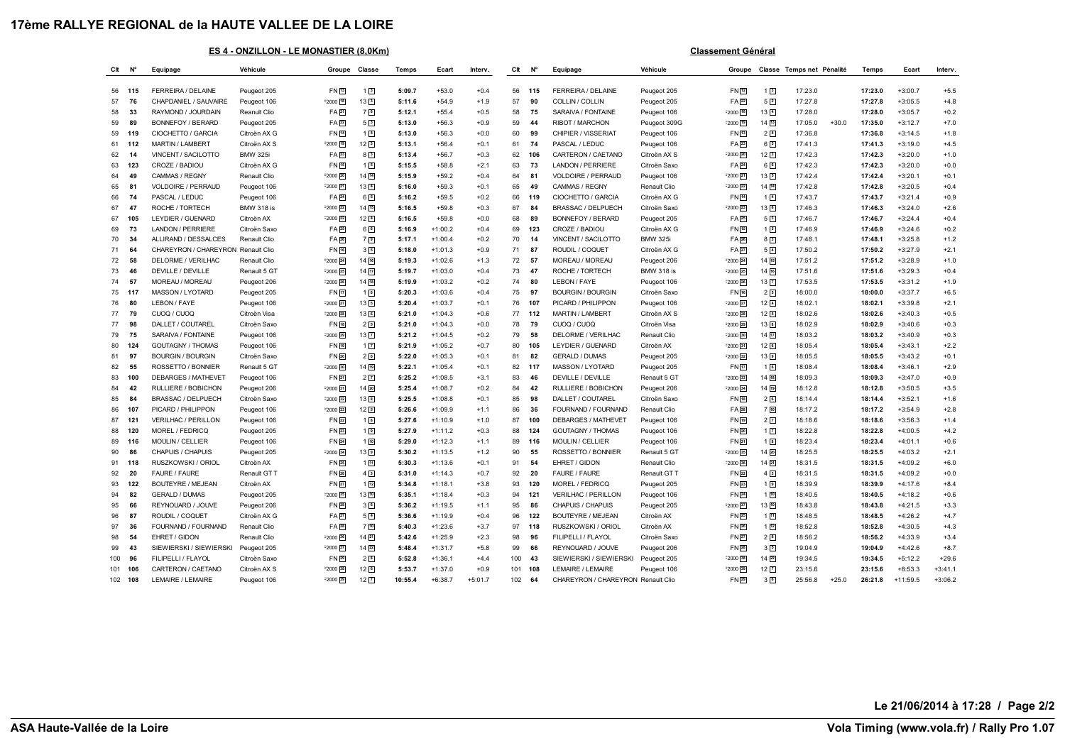# 17ème RALLYE REGIONAL de la HAUTE VALLEE DE LA LOIRE

## ES 4 - ONZILLON - LE MONASTIER (8,0Km)

| Clt | N° | Equipage | Véhicule | Groupe | Classe | Temps | Ecart | Interv. |
|---|---|---|---|---|---|---|---|---|
| 56 | 115 | FERREIRA / DELAINE | Peugeot 205 | FN 13 | 1 3 | 5:09.7 | +53.0 | +0.4 |
| 57 | 76 | CHAPDANIEL / SAUVAIRE | Peugeot 106 | F2000 18 | 13 3 | 5:11.6 | +54.9 | +1.9 |
| 58 | 33 | RAYMOND / JOURDAIN | Reanult Clio | FA 21 | 7 6 | 5:12.1 | +55.4 | +0.5 |
| 59 | 89 | BONNEFOY / BERARD | Peugeot 205 | FA 22 | 5 3 | 5:13.0 | +56.3 | +0.9 |
| 59 | 119 | CIOCHETTO / GARCIA | Citroën AX G | FN 14 | 1 4 | 5:13.0 | +56.3 | +0.0 |
| 61 | 112 | MARTIN / LAMBERT | Citroën AX S | F2000 19 | 12 3 | 5:13.1 | +56.4 | +0.1 |
| 62 | 14 | VINCENT / SACILOTTO | BMW 325i | FA 23 | 8 3 | 5:13.4 | +56.7 | +0.3 |
| 63 | 123 | CROZE / BADIOU | Citroën AX G | FN 15 | 1 5 | 5:15.5 | +58.8 | +2.1 |
| 64 | 49 | CAMMAS / REGNY | Renault Clio | F2000 20 | 14 14 | 5:15.9 | +59.2 | +0.4 |
| 65 | 81 | VOLDOIRE / PERRAUD | Peugeot 106 | F2000 21 | 13 4 | 5:16.0 | +59.3 | +0.1 |
| 66 | 74 | PASCAL / LEDUC | Peugeot 106 | FA 24 | 6 5 | 5:16.2 | +59.5 | +0.2 |
| 67 | 47 | ROCHE / TORTECH | BMW 318 is | F2000 22 | 14 15 | 5:16.5 | +59.8 | +0.3 |
| 67 | 105 | LEYDIER / GUENARD | Citroën AX | F2000 22 | 12 4 | 5:16.5 | +59.8 | +0.0 |
| 69 | 73 | LANDON / PERRIERE | Citroën Saxo | FA 25 | 6 6 | 5:16.9 | +1:00.2 | +0.4 |
| 70 | 34 | ALLIRAND / DESSALCES | Renault Clio | FA 26 | 7 9 | 5:17.1 | +1:00.4 | +0.2 |
| 71 | 64 | CHAREYRON / CHAREYRON | Renault Clio | FN 16 | 3 5 | 5:18.0 | +1:01.3 | +0.9 |
| 72 | 58 | DELORME / VERILHAC | Renault Clio | F2000 24 | 14 16 | 5:19.3 | +1:02.6 | +1.3 |
| 73 | 46 | DEVILLE / DEVILLE | Renault 5 GT | F2000 25 | 14 17 | 5:19.7 | +1:03.0 | +0.4 |
| 74 | 57 | MOREAU / MOREAU | Peugeot 206 | F2000 26 | 14 18 | 5:19.9 | +1:03.2 | +0.2 |
| 75 | 117 | MASSON / LYOTARD | Peugeot 205 | FN 17 | 1 6 | 5:20.3 | +1:03.6 | +0.4 |
| 76 | 80 | LEBON / FAYE | Peugeot 106 | F2000 27 | 13 5 | 5:20.4 | +1:03.7 | +0.1 |
| 77 | 79 | CUOQ / CUOQ | Citroën Visa | F2000 28 | 13 6 | 5:21.0 | +1:04.3 | +0.6 |
| 77 | 98 | DALLET / COUTAREL | Citroën Saxo | FN 18 | 2 5 | 5:21.0 | +1:04.3 | +0.0 |
| 79 | 75 | SARAIVA / FONTAINE | Peugeot 106 | F2000 29 | 13 7 | 5:21.2 | +1:04.5 | +0.2 |
| 80 | 124 | GOUTAGNY / THOMAS | Peugeot 106 | FN 19 | 1 7 | 5:21.9 | +1:05.2 | +0.7 |
| 81 | 97 | BOURGIN / BOURGIN | Citroën Saxo | FN 20 | 2 6 | 5:22.0 | +1:05.3 | +0.1 |
| 82 | 55 | ROSSETTO / BONNIER | Renault 5 GT | F2000 30 | 14 19 | 5:22.1 | +1:05.4 | +0.1 |
| 83 | 100 | DEBARGES / MATHEVET | Peugeot 106 | FN 21 | 2 7 | 5:25.2 | +1:08.5 | +3.1 |
| 84 | 42 | RULLIERE / BOBICHON | Peugeot 206 | F2000 31 | 14 20 | 5:25.4 | +1:08.7 | +0.2 |
| 85 | 84 | BRASSAC / DELPUECH | Citroën Saxo | F2000 32 | 13 8 | 5:25.5 | +1:08.8 | +0.1 |
| 86 | 107 | PICARD / PHILIPPON | Peugeot 106 | F2000 33 | 12 5 | 5:26.6 | +1:09.9 | +1.1 |
| 87 | 121 | VERILHAC / PERILLON | Peugeot 106 | FN 22 | 1 8 | 5:27.6 | +1:10.9 | +1.0 |
| 88 | 120 | MOREL / FEDRICQ | Peugeot 205 | FN 23 | 1 9 | 5:27.9 | +1:11.2 | +0.3 |
| 89 | 116 | MOULIN / CELLIER | Peugeot 106 | FN 24 | 1 10 | 5:29.0 | +1:12.3 | +1.1 |
| 90 | 86 | CHAPUIS / CHAPUIS | Peugeot 205 | F2000 34 | 13 9 | 5:30.2 | +1:13.5 | +1.2 |
| 91 | 118 | RUSZKOWSKI / ORIOL | Citroën AX | FN 25 | 1 11 | 5:30.3 | +1:13.6 | +0.1 |
| 92 | 20 | FAURE / FAURE | Renault GT T | FN 26 | 4 3 | 5:31.0 | +1:14.3 | +0.7 |
| 93 | 122 | BOUTEYRE / MEJEAN | Citroën AX | FN 27 | 1 12 | 5:34.8 | +1:18.1 | +3.8 |
| 94 | 82 | GERALD / DUMAS | Peugeot 205 | F2000 35 | 13 10 | 5:35.1 | +1:18.4 | +0.3 |
| 95 | 66 | REYNOUARD / JOUVE | Peugeot 206 | FN 28 | 3 6 | 5:36.2 | +1:19.5 | +1.1 |
| 96 | 87 | ROUDIL / COQUET | Citroën AX G | FA 27 | 5 4 | 5:36.6 | +1:19.9 | +0.4 |
| 97 | 36 | FOURNAND / FOURNAND | Renault Clio | FA 28 | 7 10 | 5:40.3 | +1:23.6 | +3.7 |
| 98 | 54 | EHRET / GIDON | Renault Clio | F2000 36 | 14 21 | 5:42.6 | +1:25.9 | +2.3 |
| 99 | 43 | SIEWIERSKI / SIEWIERSKI | Peugeot 205 | F2000 37 | 14 22 | 5:48.4 | +1:31.7 | +5.8 |
| 100 | 96 | FILIPELLI / FLAYOL | Citroën Saxo | FN 29 | 2 8 | 5:52.8 | +1:36.1 | +4.4 |
| 101 | 106 | CARTERON / CAETANO | Citroën AX S | F2000 38 | 12 6 | 5:53.7 | +1:37.0 | +0.9 |
| 102 | 108 | LEMAIRE / LEMAIRE | Peugeot 106 | F2000 39 | 12 7 | 10:55.4 | +6:38.7 | +5:01.7 |

## Classement Général

| Clt | N° | Equipage | Véhicule | Groupe | Classe | Temps net | Pénalité | Temps | Ecart | Interv. |
|---|---|---|---|---|---|---|---|---|---|---|
| 56 | 115 | FERREIRA / DELAINE | Peugeot 205 | FN 12 | 1 3 | 17:23.0 | | 17:23.0 | +3:00.7 | +5.5 |
| 57 | 90 | COLLIN / COLLIN | Peugeot 205 | FA 22 | 5 2 | 17:27.8 | | 17:27.8 | +3:05.5 | +4.8 |
| 58 | 75 | SARAIVA / FONTAINE | Peugeot 106 | F2000 18 | 13 4 | 17:28.0 | | 17:28.0 | +3:05.7 | +0.2 |
| 59 | 44 | RIBOT / MARCHON | Peugeot 309G | F2000 19 | 14 13 | 17:05.0 | +30.0 | 17:35.0 | +3:12.7 | +7.0 |
| 60 | 99 | CHIPIER / VISSERIAT | Peugeot 106 | FN 13 | 2 4 | 17:36.8 | | 17:36.8 | +3:14.5 | +1.8 |
| 61 | 74 | PASCAL / LEDUC | Peugeot 106 | FA 23 | 6 5 | 17:41.3 | | 17:41.3 | +3:19.0 | +4.5 |
| 62 | 106 | CARTERON / CAETANO | Citroën AX S | F2000 20 | 12 3 | 17:42.3 | | 17:42.3 | +3:20.0 | +1.0 |
| 63 | 73 | LANDON / PERRIERE | Citroën Saxo | FA 24 | 6 6 | 17:42.3 | | 17:42.3 | +3:20.0 | +0.0 |
| 64 | 81 | VOLDOIRE / PERRAUD | Peugeot 106 | F2000 21 | 13 5 | 17:42.4 | | 17:42.4 | +3:20.1 | +0.1 |
| 65 | 49 | CAMMAS / REGNY | Renault Clio | F2000 22 | 14 14 | 17:42.8 | | 17:42.8 | +3:20.5 | +0.4 |
| 66 | 119 | CIOCHETTO / GARCIA | Citroën AX G | FN 14 | 1 4 | 17:43.7 | | 17:43.7 | +3:21.4 | +0.9 |
| 67 | 84 | BRASSAC / DELPUECH | Citroën Saxo | F2000 23 | 13 6 | 17:46.3 | | 17:46.3 | +3:24.0 | +2.6 |
| 68 | 89 | BONNEFOY / BERARD | Peugeot 205 | FA 25 | 5 3 | 17:46.7 | | 17:46.7 | +3:24.4 | +0.4 |
| 69 | 123 | CROZE / BADIOU | Citroën AX G | FN 15 | 1 5 | 17:46.9 | | 17:46.9 | +3:24.6 | +0.2 |
| 70 | 14 | VINCENT / SACILOTTO | BMW 325i | FA 26 | 8 3 | 17:48.1 | | 17:48.1 | +3:25.8 | +1.2 |
| 71 | 87 | ROUDIL / COQUET | Citroën AX G | FA 27 | 5 4 | 17:50.2 | | 17:50.2 | +3:27.9 | +2.1 |
| 72 | 57 | MOREAU / MOREAU | Peugeot 206 | F2000 24 | 14 15 | 17:51.2 | | 17:51.2 | +3:28.9 | +1.0 |
| 73 | 47 | ROCHE / TORTECH | BMW 318 is | F2000 25 | 14 16 | 17:51.6 | | 17:51.6 | +3:29.3 | +0.4 |
| 74 | 80 | LEBON / FAYE | Peugeot 106 | F2000 26 | 13 7 | 17:53.5 | | 17:53.5 | +3:31.2 | +1.9 |
| 75 | 97 | BOURGIN / BOURGIN | Citroën Saxo | FN 16 | 2 5 | 18:00.0 | | 18:00.0 | +3:37.7 | +6.5 |
| 76 | 107 | PICARD / PHILIPPON | Peugeot 106 | F2000 27 | 12 4 | 18:02.1 | | 18:02.1 | +3:39.8 | +2.1 |
| 77 | 112 | MARTIN / LAMBERT | Citroën AX S | F2000 28 | 12 5 | 18:02.6 | | 18:02.6 | +3:40.3 | +0.5 |
| 78 | 79 | CUOQ / CUOQ | Citroën Visa | F2000 29 | 13 8 | 18:02.9 | | 18:02.9 | +3:40.6 | +0.3 |
| 79 | 58 | DELORME / VERILHAC | Renault Clio | F2000 30 | 14 17 | 18:03.2 | | 18:03.2 | +3:40.9 | +0.3 |
| 80 | 105 | LEYDIER / GUENARD | Citroën AX | F2000 31 | 12 6 | 18:05.4 | | 18:05.4 | +3:43.1 | +2.2 |
| 81 | 82 | GERALD / DUMAS | Peugeot 205 | F2000 32 | 13 9 | 18:05.5 | | 18:05.5 | +3:43.2 | +0.1 |
| 82 | 117 | MASSON / LYOTARD | Peugeot 205 | FN 17 | 1 6 | 18:08.4 | | 18:08.4 | +3:46.1 | +2.9 |
| 83 | 46 | DEVILLE / DEVILLE | Renault 5 GT | F2000 33 | 14 18 | 18:09.3 | | 18:09.3 | +3:47.0 | +0.9 |
| 84 | 42 | RULLIERE / BOBICHON | Peugeot 206 | F2000 34 | 14 19 | 18:12.8 | | 18:12.8 | +3:50.5 | +3.5 |
| 85 | 98 | DALLET / COUTAREL | Citroën Saxo | FN 18 | 2 6 | 18:14.4 | | 18:14.4 | +3:52.1 | +1.6 |
| 86 | 36 | FOURNAND / FOURNAND | Renault Clio | FA 28 | 7 10 | 18:17.2 | | 18:17.2 | +3:54.9 | +2.8 |
| 87 | 100 | DEBARGES / MATHEVET | Peugeot 106 | FN 19 | 2 7 | 18:18.6 | | 18:18.6 | +3:56.3 | +1.4 |
| 88 | 124 | GOUTAGNY / THOMAS | Peugeot 106 | FN 20 | 1 7 | 18:22.8 | | 18:22.8 | +4:00.5 | +4.2 |
| 89 | 116 | MOULIN / CELLIER | Peugeot 106 | FN 21 | 1 8 | 18:23.4 | | 18:23.4 | +4:01.1 | +0.6 |
| 90 | 55 | ROSSETTO / BONNIER | Renault 5 GT | F2000 35 | 14 20 | 18:25.5 | | 18:25.5 | +4:03.2 | +2.1 |
| 91 | 54 | EHRET / GIDON | Renault Clio | F2000 36 | 14 21 | 18:31.5 | | 18:31.5 | +4:09.2 | +6.0 |
| 92 | 20 | FAURE / FAURE | Renault GT T | FN 22 | 4 3 | 18:31.5 | | 18:31.5 | +4:09.2 | +0.0 |
| 93 | 120 | MOREL / FEDRICQ | Peugeot 205 | FN 23 | 1 9 | 18:39.9 | | 18:39.9 | +4:17.6 | +8.4 |
| 94 | 121 | VERILHAC / PERILLON | Peugeot 106 | FN 24 | 1 10 | 18:40.5 | | 18:40.5 | +4:18.2 | +0.6 |
| 95 | 86 | CHAPUIS / CHAPUIS | Peugeot 205 | F2000 37 | 13 10 | 18:43.8 | | 18:43.8 | +4:21.5 | +3.3 |
| 96 | 122 | BOUTEYRE / MEJEAN | Citroën AX | FN 25 | 1 11 | 18:48.5 | | 18:48.5 | +4:26.2 | +4.7 |
| 97 | 118 | RUSZKOWSKI / ORIOL | Citroën AX | FN 26 | 1 12 | 18:52.8 | | 18:52.8 | +4:30.5 | +4.3 |
| 98 | 96 | FILIPELLI / FLAYOL | Citroën Saxo | FN 27 | 2 8 | 18:56.2 | | 18:56.2 | +4:33.9 | +3.4 |
| 99 | 66 | REYNOUARD / JOUVE | Peugeot 206 | FN 28 | 3 5 | 19:04.9 | | 19:04.9 | +4:42.6 | +8.7 |
| 100 | 43 | SIEWIERSKI / SIEWIERSKI | Peugeot 205 | F2000 38 | 14 22 | 19:34.5 | | 19:34.5 | +5:12.2 | +29.6 |
| 101 | 108 | LEMAIRE / LEMAIRE | Peugeot 106 | F2000 39 | 12 7 | 23:15.6 | | 23:15.6 | +8:53.3 | +3:41.1 |
| 102 | 64 | CHAREYRON / CHAREYRON | Renault Clio | FN 29 | 3 6 | 25:56.8 | +25.0 | 26:21.8 | +11:59.5 | +3:06.2 |

Le 21/06/2014 à 17:28

ASA Haute-Vallée de la Loire

Vola Timing (www.vola.fr) / Rally Pro 1.07